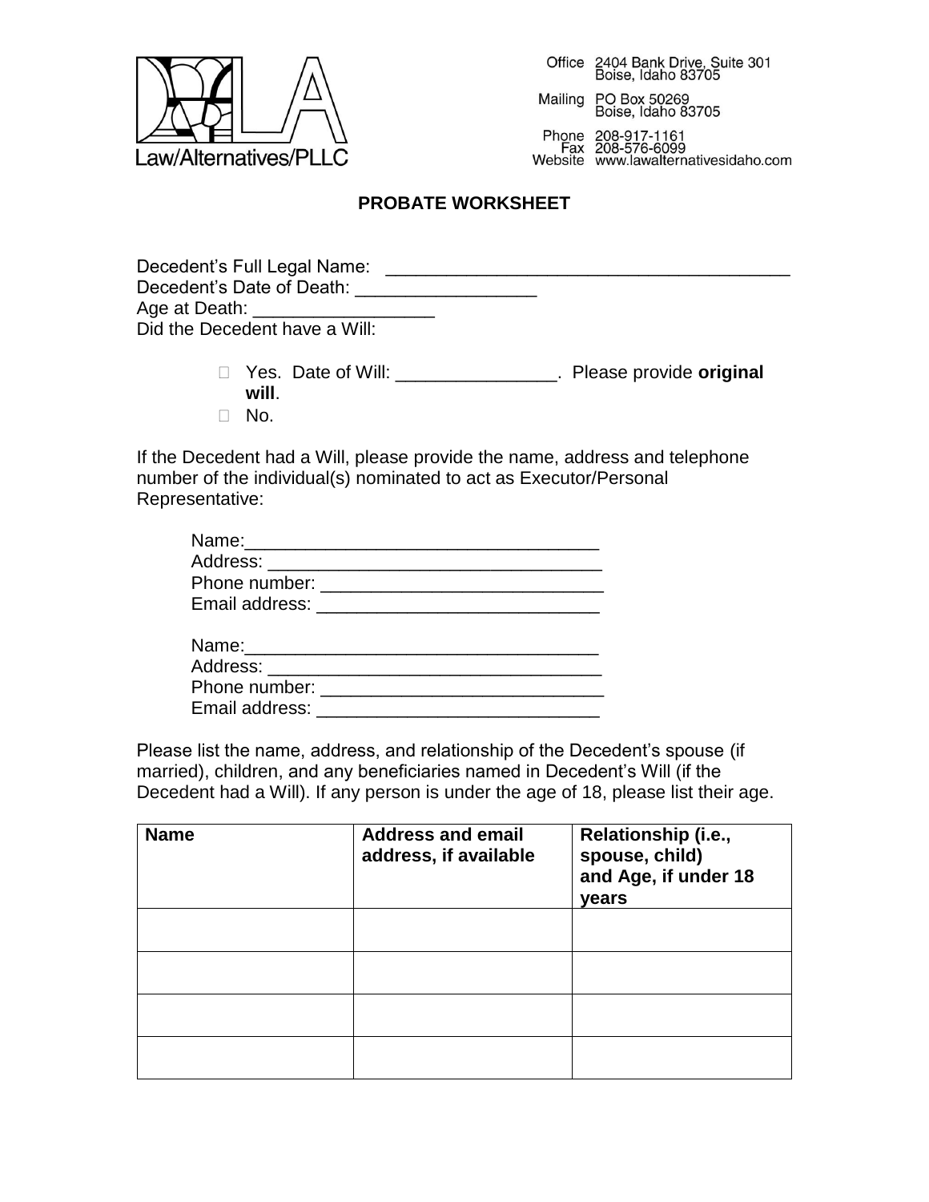Law/Alternatives/PLLC

Office 2404 Bank Drive, Suite 301
Boise, Idaho 83705

Mailing PO Box 50269
Boise, Idaho 83705

Phone 208-917-1161
Fax 208-576-6099
Website www.lawalternativesidaho.com

# PROBATE WORKSHEET

Decedent's Full Legal Name: ________________________________________
Decedent's Date of Death: __________________
Age at Death: __________________
Did the Decedent have a Will:

- ☐ Yes. Date of Will: ________________. Please provide **original will**.
- ☐ No.

If the Decedent had a Will, please provide the name, address and telephone number of the individual(s) nominated to act as Executor/Personal Representative:

Name:___________________________________
Address: _________________________________
Phone number: ____________________________
Email address: ____________________________

Name:___________________________________
Address: _________________________________
Phone number: ____________________________
Email address: ____________________________

Please list the name, address, and relationship of the Decedent's spouse (if married), children, and any beneficiaries named in Decedent's Will (if the Decedent had a Will). If any person is under the age of 18, please list their age.

| **Name** | **Address and email address, if available** | **Relationship (i.e., spouse, child) and Age, if under 18 years** |
|---|---|---|
| | | |
| | | |
| | | |
| | | |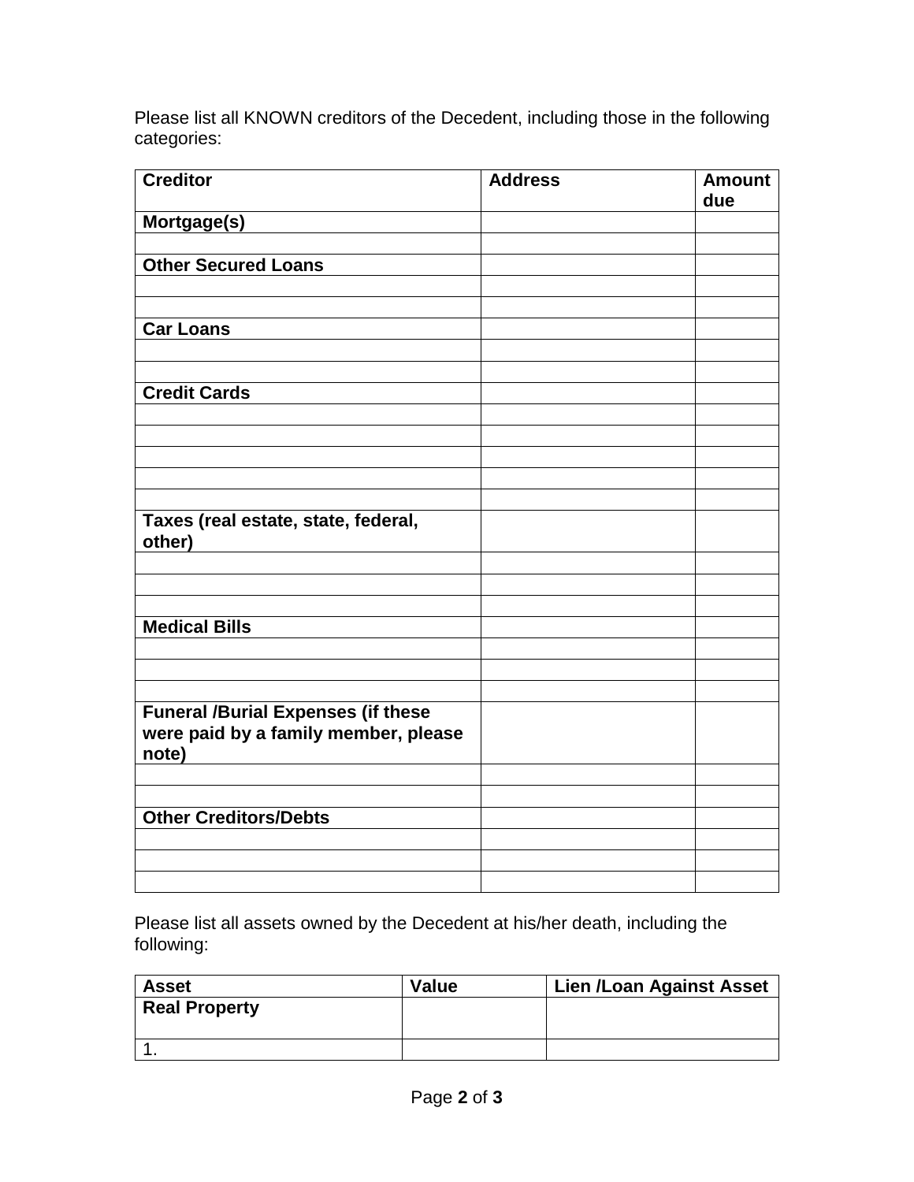Please list all KNOWN creditors of the Decedent, including those in the following categories:

| Creditor | Address | Amount due |
|---|---|---|
| **Mortgage(s)** | | |
| | | |
| **Other Secured Loans** | | |
| | | |
| | | |
| **Car Loans** | | |
| | | |
| | | |
| **Credit Cards** | | |
| | | |
| | | |
| | | |
| | | |
| | | |
| **Taxes (real estate, state, federal, other)** | | |
| | | |
| | | |
| | | |
| **Medical Bills** | | |
| | | |
| | | |
| | | |
| **Funeral /Burial Expenses (if these were paid by a family member, please note)** | | |
| | | |
| | | |
| **Other Creditors/Debts** | | |
| | | |
| | | |
| | | |

Please list all assets owned by the Decedent at his/her death, including the following:

| Asset | Value | Lien /Loan Against Asset |
|---|---|---|
| **Real Property** | | |
| 1. | | |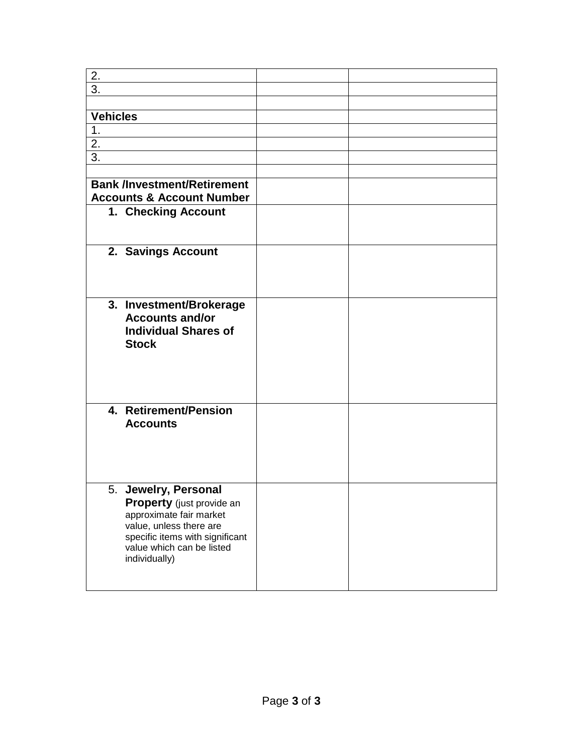| | | |
|---|---|---|
| 2. | | |
| 3. | | |
| | | |
| **Vehicles** | | |
| 1. | | |
| 2. | | |
| 3. | | |
| | | |
| **Bank /Investment/Retirement Accounts & Account Number** | | |
| **1. Checking Account** | | |
| **2. Savings Account** | | |
| **3. Investment/Brokerage Accounts and/or Individual Shares of Stock** | | |
| **4. Retirement/Pension Accounts** | | |
| 5. **Jewelry, Personal Property** (just provide an approximate fair market value, unless there are specific items with significant value which can be listed individually) | | |